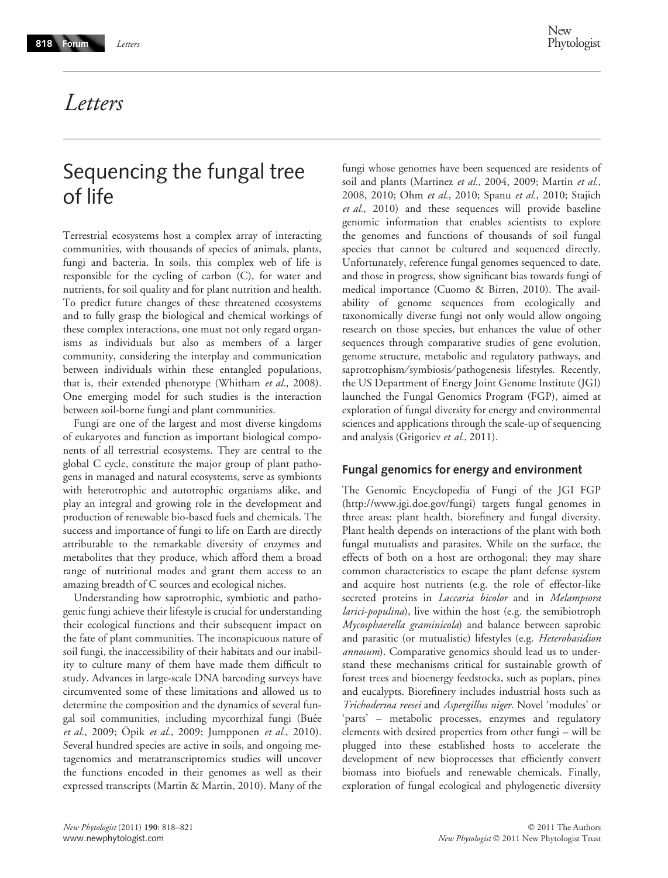# Letters

## Sequencing the fungal tree of life

Terrestrial ecosystems host a complex array of interacting communities, with thousands of species of animals, plants, fungi and bacteria. In soils, this complex web of life is responsible for the cycling of carbon (C), for water and nutrients, for soil quality and for plant nutrition and health. To predict future changes of these threatened ecosystems and to fully grasp the biological and chemical workings of these complex interactions, one must not only regard organisms as individuals but also as members of a larger community, considering the interplay and communication between individuals within these entangled populations, that is, their extended phenotype (Whitham *et al.*, 2008). One emerging model for such studies is the interaction between soil-borne fungi and plant communities.

Fungi are one of the largest and most diverse kingdoms of eukaryotes and function as important biological components of all terrestrial ecosystems. They are central to the global C cycle, constitute the major group of plant pathogens in managed and natural ecosystems, serve as symbionts with heterotrophic and autotrophic organisms alike, and play an integral and growing role in the development and production of renewable bio-based fuels and chemicals. The success and importance of fungi to life on Earth are directly attributable to the remarkable diversity of enzymes and metabolites that they produce, which afford them a broad range of nutritional modes and grant them access to an amazing breadth of C sources and ecological niches.

Understanding how saprotrophic, symbiotic and pathogenic fungi achieve their lifestyle is crucial for understanding their ecological functions and their subsequent impact on the fate of plant communities. The inconspicuous nature of soil fungi, the inaccessibility of their habitats and our inability to culture many of them have made them difficult to study. Advances in large-scale DNA barcoding surveys have circumvented some of these limitations and allowed us to determine the composition and the dynamics of several fungal soil communities, including mycorrhizal fungi (Buée *et al.*, 2009; Öpik *et al.*, 2009; Jumpponen *et al.*, 2010). Several hundred species are active in soils, and ongoing metagenomics and metatranscriptomics studies will uncover the functions encoded in their genomes as well as their expressed transcripts (Martin & Martin, 2010). Many of the fungi whose genomes have been sequenced are residents of soil and plants (Martinez *et al.*, 2004, 2009; Martin *et al.*, 2008, 2010; Ohm *et al.*, 2010; Spanu *et al.*, 2010; Stajich *et al.*, 2010) and these sequences will provide baseline genomic information that enables scientists to explore the genomes and functions of thousands of soil fungal species that cannot be cultured and sequenced directly. Unfortunately, reference fungal genomes sequenced to date, and those in progress, show significant bias towards fungi of medical importance (Cuomo & Birren, 2010). The availability of genome sequences from ecologically and taxonomically diverse fungi not only would allow ongoing research on those species, but enhances the value of other sequences through comparative studies of gene evolution, genome structure, metabolic and regulatory pathways, and saprotrophism/symbiosis/pathogenesis lifestyles. Recently, the US Department of Energy Joint Genome Institute (JGI) launched the Fungal Genomics Program (FGP), aimed at exploration of fungal diversity for energy and environmental sciences and applications through the scale-up of sequencing and analysis (Grigoriev *et al.*, 2011).

### Fungal genomics for energy and environment

The Genomic Encyclopedia of Fungi of the JGI FGP (http://www.jgi.doe.gov/fungi) targets fungal genomes in three areas: plant health, biorefinery and fungal diversity. Plant health depends on interactions of the plant with both fungal mutualists and parasites. While on the surface, the effects of both on a host are orthogonal; they may share common characteristics to escape the plant defense system and acquire host nutrients (e.g. the role of effector-like secreted proteins in *Laccaria bicolor* and in *Melampsora larici-populina*), live within the host (e.g. the semibiotroph *Mycosphaerella graminicola*) and balance between saprobic and parasitic (or mutualistic) lifestyles (e.g. *Heterobasidion annosum*). Comparative genomics should lead us to understand these mechanisms critical for sustainable growth of forest trees and bioenergy feedstocks, such as poplars, pines and eucalypts. Biorefinery includes industrial hosts such as *Trichoderma reesei* and *Aspergillus niger*. Novel 'modules' or 'parts' – metabolic processes, enzymes and regulatory elements with desired properties from other fungi – will be plugged into these established hosts to accelerate the development of new bioprocesses that efficiently convert biomass into biofuels and renewable chemicals. Finally, exploration of fungal ecological and phylogenetic diversity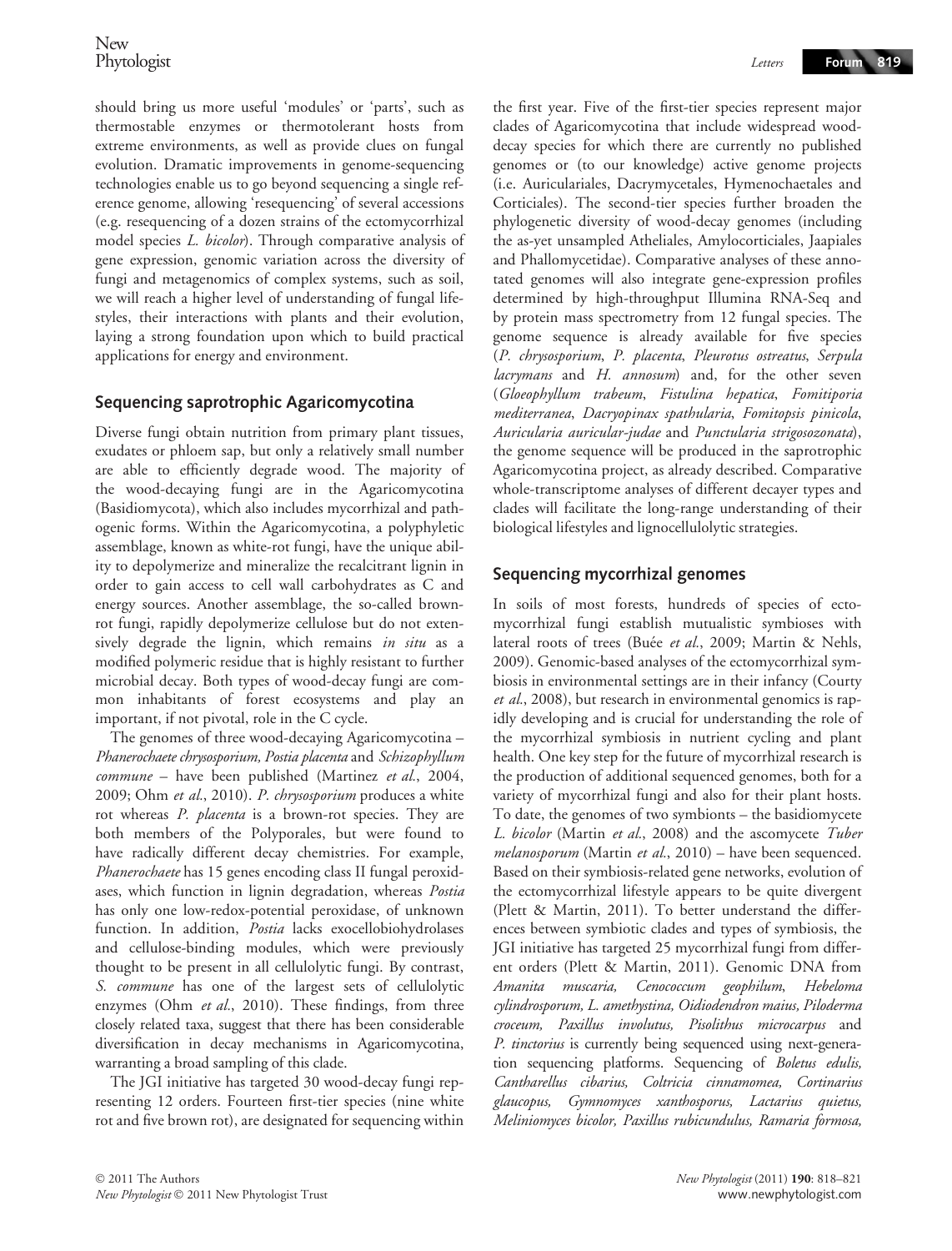should bring us more useful 'modules' or 'parts', such as thermostable enzymes or thermotolerant hosts from extreme environments, as well as provide clues on fungal evolution. Dramatic improvements in genome-sequencing technologies enable us to go beyond sequencing a single reference genome, allowing 'resequencing' of several accessions (e.g. resequencing of a dozen strains of the ectomycorrhizal model species *L. bicolor*). Through comparative analysis of gene expression, genomic variation across the diversity of fungi and metagenomics of complex systems, such as soil, we will reach a higher level of understanding of fungal lifestyles, their interactions with plants and their evolution, laying a strong foundation upon which to build practical applications for energy and environment.

## Sequencing saprotrophic Agaricomycotina

Diverse fungi obtain nutrition from primary plant tissues, exudates or phloem sap, but only a relatively small number are able to efficiently degrade wood. The majority of the wood-decaying fungi are in the Agaricomycotina (Basidiomycota), which also includes mycorrhizal and pathogenic forms. Within the Agaricomycotina, a polyphyletic assemblage, known as white-rot fungi, have the unique ability to depolymerize and mineralize the recalcitrant lignin in order to gain access to cell wall carbohydrates as C and energy sources. Another assemblage, the so-called brown-rot fungi, rapidly depolymerize cellulose but do not extensively degrade the lignin, which remains *in situ* as a modified polymeric residue that is highly resistant to further microbial decay. Both types of wood-decay fungi are common inhabitants of forest ecosystems and play an important, if not pivotal, role in the C cycle.

The genomes of three wood-decaying Agaricomycotina – *Phanerochaete chrysosporium*, *Postia placenta* and *Schizophyllum commune* – have been published (Martinez *et al.*, 2004, 2009; Ohm *et al.*, 2010). *P. chrysosporium* produces a white rot whereas *P. placenta* is a brown-rot species. They are both members of the Polyporales, but were found to have radically different decay chemistries. For example, *Phanerochaete* has 15 genes encoding class II fungal peroxidases, which function in lignin degradation, whereas *Postia* has only one low-redox-potential peroxidase, of unknown function. In addition, *Postia* lacks exocellobiohydrolases and cellulose-binding modules, which were previously thought to be present in all cellulolytic fungi. By contrast, *S. commune* has one of the largest sets of cellulolytic enzymes (Ohm *et al.*, 2010). These findings, from three closely related taxa, suggest that there has been considerable diversification in decay mechanisms in Agaricomycotina, warranting a broad sampling of this clade.

The JGI initiative has targeted 30 wood-decay fungi representing 12 orders. Fourteen first-tier species (nine white rot and five brown rot), are designated for sequencing within the first year. Five of the first-tier species represent major clades of Agaricomycotina that include widespread wood-decay species for which there are currently no published genomes or (to our knowledge) active genome projects (i.e. Auriculariales, Dacrymycetales, Hymenochaetales and Corticiales). The second-tier species further broaden the phylogenetic diversity of wood-decay genomes (including the as-yet unsampled Atheliales, Amylocorticiales, Jaapiales and Phallomycetidae). Comparative analyses of these annotated genomes will also integrate gene-expression profiles determined by high-throughput Illumina RNA-Seq and by protein mass spectrometry from 12 fungal species. The genome sequence is already available for five species (*P. chrysosporium*, *P. placenta*, *Pleurotus ostreatus*, *Serpula lacrymans* and *H. annosum*) and, for the other seven (*Gloeophyllum trabeum*, *Fistulina hepatica*, *Fomitiporia mediterranea*, *Dacryopinax spathularia*, *Fomitopsis pinicola*, *Auricularia auricular-judae* and *Punctularia strigosozonata*), the genome sequence will be produced in the saprotrophic Agaricomycotina project, as already described. Comparative whole-transcriptome analyses of different decayer types and clades will facilitate the long-range understanding of their biological lifestyles and lignocellulolytic strategies.

## Sequencing mycorrhizal genomes

In soils of most forests, hundreds of species of ectomycorrhizal fungi establish mutualistic symbioses with lateral roots of trees (Buée *et al.*, 2009; Martin & Nehls, 2009). Genomic-based analyses of the ectomycorrhizal symbiosis in environmental settings are in their infancy (Courty *et al.*, 2008), but research in environmental genomics is rapidly developing and is crucial for understanding the role of the mycorrhizal symbiosis in nutrient cycling and plant health. One key step for the future of mycorrhizal research is the production of additional sequenced genomes, both for a variety of mycorrhizal fungi and also for their plant hosts. To date, the genomes of two symbionts – the basidiomycete *L. bicolor* (Martin *et al.*, 2008) and the ascomycete *Tuber melanosporum* (Martin *et al.*, 2010) – have been sequenced. Based on their symbiosis-related gene networks, evolution of the ectomycorrhizal lifestyle appears to be quite divergent (Plett & Martin, 2011). To better understand the differences between symbiotic clades and types of symbiosis, the JGI initiative has targeted 25 mycorrhizal fungi from different orders (Plett & Martin, 2011). Genomic DNA from *Amanita muscaria, Cenococcum geophilum*, *Hebeloma cylindrosporum, L. amethystina, Oidiodendron maius, Piloderma croceum, Paxillus involutus, Pisolithus microcarpus* and *P. tinctorius* is currently being sequenced using next-generation sequencing platforms. Sequencing of *Boletus edulis, Cantharellus cibarius, Coltricia cinnamomea, Cortinarius glaucopus, Gymnomyces xanthosporus, Lactarius quietus, Meliniomyces bicolor, Paxillus rubicundulus, Ramaria formosa,*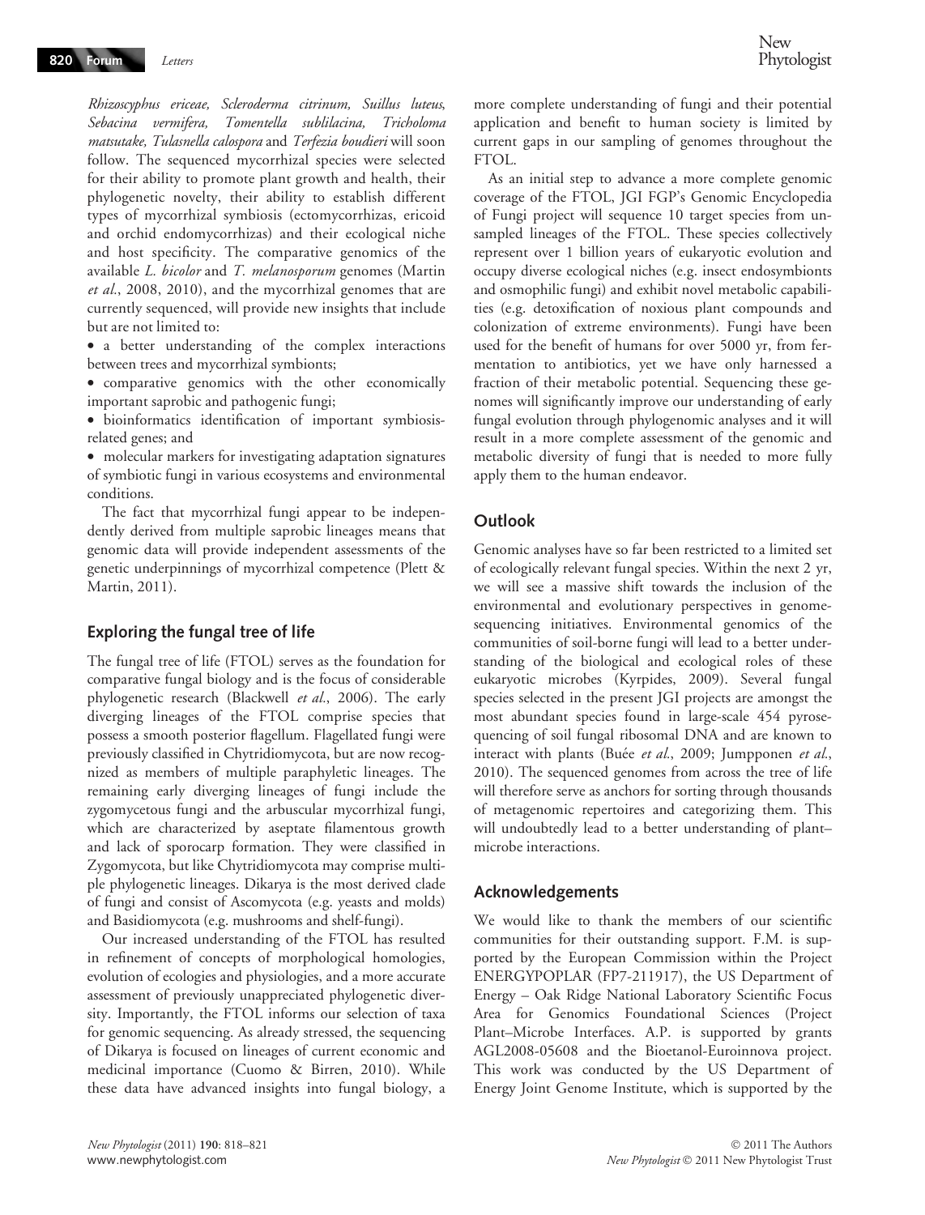*Rhizoscyphus ericeae, Scleroderma citrinum, Suillus luteus, Sebacina vermifera, Tomentella sublilacina, Tricholoma matsutake, Tulasnella calospora* and *Terfezia boudieri* will soon follow. The sequenced mycorrhizal species were selected for their ability to promote plant growth and health, their phylogenetic novelty, their ability to establish different types of mycorrhizal symbiosis (ectomycorrhizas, ericoid and orchid endomycorrhizas) and their ecological niche and host specificity. The comparative genomics of the available *L. bicolor* and *T. melanosporum* genomes (Martin *et al.*, 2008, 2010), and the mycorrhizal genomes that are currently sequenced, will provide new insights that include but are not limited to:

- a better understanding of the complex interactions between trees and mycorrhizal symbionts;
- comparative genomics with the other economically important saprobic and pathogenic fungi;
- bioinformatics identification of important symbiosis-related genes; and
- molecular markers for investigating adaptation signatures of symbiotic fungi in various ecosystems and environmental conditions.

The fact that mycorrhizal fungi appear to be independently derived from multiple saprobic lineages means that genomic data will provide independent assessments of the genetic underpinnings of mycorrhizal competence (Plett & Martin, 2011).

## Exploring the fungal tree of life

The fungal tree of life (FTOL) serves as the foundation for comparative fungal biology and is the focus of considerable phylogenetic research (Blackwell *et al.*, 2006). The early diverging lineages of the FTOL comprise species that possess a smooth posterior flagellum. Flagellated fungi were previously classified in Chytridiomycota, but are now recognized as members of multiple paraphyletic lineages. The remaining early diverging lineages of fungi include the zygomycetous fungi and the arbuscular mycorrhizal fungi, which are characterized by aseptate filamentous growth and lack of sporocarp formation. They were classified in Zygomycota, but like Chytridiomycota may comprise multiple phylogenetic lineages. Dikarya is the most derived clade of fungi and consist of Ascomycota (e.g. yeasts and molds) and Basidiomycota (e.g. mushrooms and shelf-fungi).

Our increased understanding of the FTOL has resulted in refinement of concepts of morphological homologies, evolution of ecologies and physiologies, and a more accurate assessment of previously unappreciated phylogenetic diversity. Importantly, the FTOL informs our selection of taxa for genomic sequencing. As already stressed, the sequencing of Dikarya is focused on lineages of current economic and medicinal importance (Cuomo & Birren, 2010). While these data have advanced insights into fungal biology, a more complete understanding of fungi and their potential application and benefit to human society is limited by current gaps in our sampling of genomes throughout the FTOL.

As an initial step to advance a more complete genomic coverage of the FTOL, JGI FGP's Genomic Encyclopedia of Fungi project will sequence 10 target species from unsampled lineages of the FTOL. These species collectively represent over 1 billion years of eukaryotic evolution and occupy diverse ecological niches (e.g. insect endosymbionts and osmophilic fungi) and exhibit novel metabolic capabilities (e.g. detoxification of noxious plant compounds and colonization of extreme environments). Fungi have been used for the benefit of humans for over 5000 yr, from fermentation to antibiotics, yet we have only harnessed a fraction of their metabolic potential. Sequencing these genomes will significantly improve our understanding of early fungal evolution through phylogenomic analyses and it will result in a more complete assessment of the genomic and metabolic diversity of fungi that is needed to more fully apply them to the human endeavor.

## Outlook

Genomic analyses have so far been restricted to a limited set of ecologically relevant fungal species. Within the next 2 yr, we will see a massive shift towards the inclusion of the environmental and evolutionary perspectives in genome-sequencing initiatives. Environmental genomics of the communities of soil-borne fungi will lead to a better understanding of the biological and ecological roles of these eukaryotic microbes (Kyrpides, 2009). Several fungal species selected in the present JGI projects are amongst the most abundant species found in large-scale 454 pyrosequencing of soil fungal ribosomal DNA and are known to interact with plants (Buée *et al.*, 2009; Jumpponen *et al.*, 2010). The sequenced genomes from across the tree of life will therefore serve as anchors for sorting through thousands of metagenomic repertoires and categorizing them. This will undoubtedly lead to a better understanding of plant–microbe interactions.

## Acknowledgements

We would like to thank the members of our scientific communities for their outstanding support. F.M. is supported by the European Commission within the Project ENERGYPOPLAR (FP7-211917), the US Department of Energy – Oak Ridge National Laboratory Scientific Focus Area for Genomics Foundational Sciences (Project Plant–Microbe Interfaces. A.P. is supported by grants AGL2008-05608 and the Bioetanol-Euroinnova project. This work was conducted by the US Department of Energy Joint Genome Institute, which is supported by the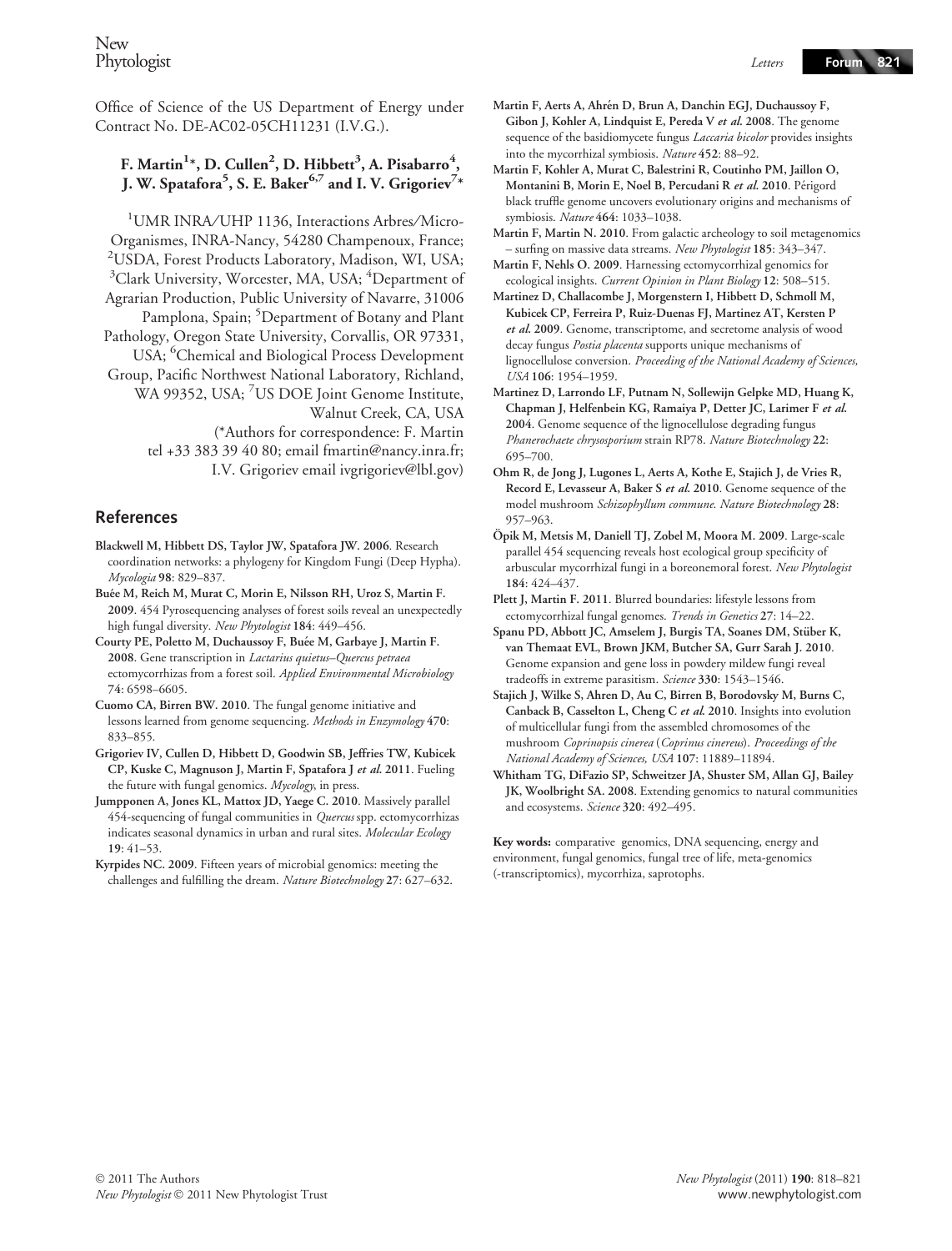Office of Science of the US Department of Energy under Contract No. DE-AC02-05CH11231 (I.V.G.).

**F. Martin[1]*, D. Cullen[2], D. Hibbett[3], A. Pisabarro[4], J. W. Spatafora[5], S. E. Baker[6,7] and I. V. Grigoriev[7]***

[1]UMR INRA/UHP 1136, Interactions Arbres/Micro-Organismes, INRA-Nancy, 54280 Champenoux, France; [2]USDA, Forest Products Laboratory, Madison, WI, USA; [3]Clark University, Worcester, MA, USA; [4]Department of Agrarian Production, Public University of Navarre, 31006 Pamplona, Spain; [5]Department of Botany and Plant Pathology, Oregon State University, Corvallis, OR 97331, USA; [6]Chemical and Biological Process Development Group, Pacific Northwest National Laboratory, Richland, WA 99352, USA; [7]US DOE Joint Genome Institute, Walnut Creek, CA, USA
(*Authors for correspondence: F. Martin
tel +33 383 39 40 80; email fmartin@nancy.inra.fr;
I.V. Grigoriev email ivgrigoriev@lbl.gov)

## References

**Blackwell M, Hibbett DS, Taylor JW, Spatafora JW. 2006**. Research coordination networks: a phylogeny for Kingdom Fungi (Deep Hypha). *Mycologia* **98**: 829–837.

**Buée M, Reich M, Murat C, Morin E, Nilsson RH, Uroz S, Martin F. 2009**. 454 Pyrosequencing analyses of forest soils reveal an unexpectedly high fungal diversity. *New Phytologist* **184**: 449–456.

**Courty PE, Poletto M, Duchaussoy F, Buée M, Garbaye J, Martin F. 2008**. Gene transcription in *Lactarius quietus–Quercus petraea* ectomycorrhizas from a forest soil. *Applied Environmental Microbiology* **74**: 6598–6605.

**Cuomo CA, Birren BW. 2010**. The fungal genome initiative and lessons learned from genome sequencing. *Methods in Enzymology* **470**: 833–855.

**Grigoriev IV, Cullen D, Hibbett D, Goodwin SB, Jeffries TW, Kubicek CP, Kuske C, Magnuson J, Martin F, Spatafora J *et al.* 2011**. Fueling the future with fungal genomics. *Mycology*, in press.

**Jumpponen A, Jones KL, Mattox JD, Yaege C. 2010**. Massively parallel 454-sequencing of fungal communities in *Quercus* spp. ectomycorrhizas indicates seasonal dynamics in urban and rural sites. *Molecular Ecology* **19**: 41–53.

**Kyrpides NC. 2009**. Fifteen years of microbial genomics: meeting the challenges and fulfilling the dream. *Nature Biotechnology* **27**: 627–632.

**Martin F, Aerts A, Ahrén D, Brun A, Danchin EGJ, Duchaussoy F, Gibon J, Kohler A, Lindquist E, Pereda V *et al.* 2008**. The genome sequence of the basidiomycete fungus *Laccaria bicolor* provides insights into the mycorrhizal symbiosis. *Nature* **452**: 88–92.

**Martin F, Kohler A, Murat C, Balestrini R, Coutinho PM, Jaillon O, Montanini B, Morin E, Noel B, Percudani R *et al.* 2010**. Périgord black truffle genome uncovers evolutionary origins and mechanisms of symbiosis. *Nature* **464**: 1033–1038.

**Martin F, Martin N. 2010**. From galactic archeology to soil metagenomics – surfing on massive data streams. *New Phytologist* **185**: 343–347.

**Martin F, Nehls O. 2009**. Harnessing ectomycorrhizal genomics for ecological insights. *Current Opinion in Plant Biology* **12**: 508–515.

**Martinez D, Challacombe J, Morgenstern I, Hibbett D, Schmoll M, Kubicek CP, Ferreira P, Ruiz-Duenas FJ, Martinez AT, Kersten P *et al.* 2009**. Genome, transcriptome, and secretome analysis of wood decay fungus *Postia placenta* supports unique mechanisms of lignocellulose conversion. *Proceeding of the National Academy of Sciences, USA* **106**: 1954–1959.

**Martinez D, Larrondo LF, Putnam N, Sollewijn Gelpke MD, Huang K, Chapman J, Helfenbein KG, Ramaiya P, Detter JC, Larimer F *et al.* 2004**. Genome sequence of the lignocellulose degrading fungus *Phanerochaete chrysosporium* strain RP78. *Nature Biotechnology* **22**: 695–700.

**Ohm R, de Jong J, Lugones L, Aerts A, Kothe E, Stajich J, de Vries R, Record E, Levasseur A, Baker S *et al.* 2010**. Genome sequence of the model mushroom *Schizophyllum commune*. *Nature Biotechnology* **28**: 957–963.

**Öpik M, Metsis M, Daniell TJ, Zobel M, Moora M. 2009**. Large-scale parallel 454 sequencing reveals host ecological group specificity of arbuscular mycorrhizal fungi in a boreonemoral forest. *New Phytologist* **184**: 424–437.

**Plett J, Martin F. 2011**. Blurred boundaries: lifestyle lessons from ectomycorrhizal fungal genomes. *Trends in Genetics* **27**: 14–22.

**Spanu PD, Abbott JC, Amselem J, Burgis TA, Soanes DM, Stüber K, van Themaat EVL, Brown JKM, Butcher SA, Gurr Sarah J. 2010**. Genome expansion and gene loss in powdery mildew fungi reveal tradeoffs in extreme parasitism. *Science* **330**: 1543–1546.

**Stajich J, Wilke S, Ahren D, Au C, Birren B, Borodovsky M, Burns C, Canback B, Casselton L, Cheng C *et al.* 2010**. Insights into evolution of multicellular fungi from the assembled chromosomes of the mushroom *Coprinopsis cinerea* (*Coprinus cinereus*). *Proceedings of the National Academy of Sciences, USA* **107**: 11889–11894.

**Whitham TG, DiFazio SP, Schweitzer JA, Shuster SM, Allan GJ, Bailey JK, Woolbright SA. 2008**. Extending genomics to natural communities and ecosystems. *Science* **320**: 492–495.

**Key words:** comparative genomics, DNA sequencing, energy and environment, fungal genomics, fungal tree of life, meta-genomics (-transcriptomics), mycorrhiza, saprotophs.